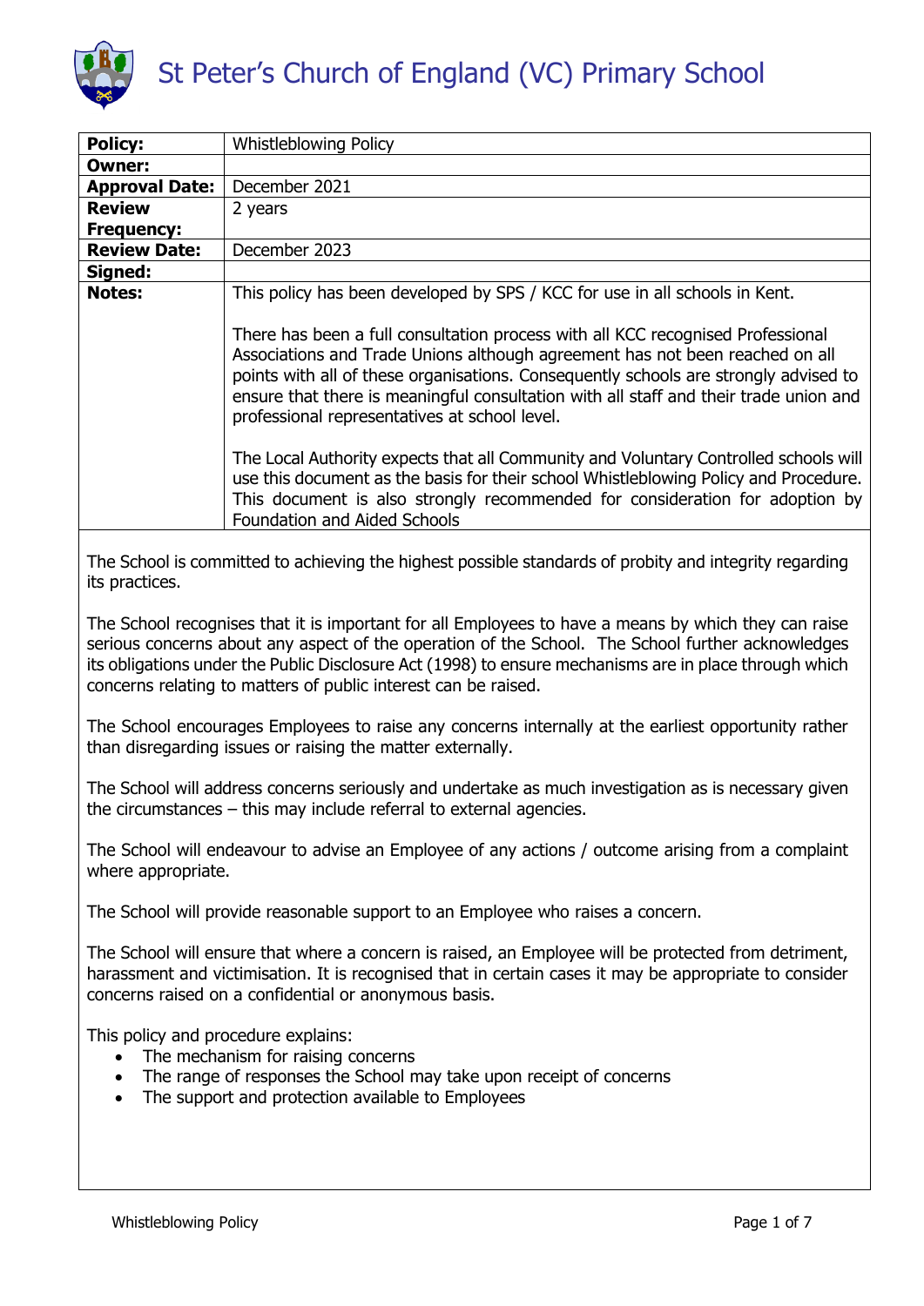# St Peter's Church of England (VC) Primary School

| **Policy:** | Whistleblowing Policy |
|---|---|
| **Owner:** | |
| **Approval Date:** | December 2021 |
| **Review Frequency:** | 2 years |
| **Review Date:** | December 2023 |
| **Signed:** | |
| **Notes:** | This policy has been developed by SPS / KCC for use in all schools in Kent. There has been a full consultation process with all KCC recognised Professional Associations and Trade Unions although agreement has not been reached on all points with all of these organisations. Consequently schools are strongly advised to ensure that there is meaningful consultation with all staff and their trade union and professional representatives at school level. The Local Authority expects that all Community and Voluntary Controlled schools will use this document as the basis for their school Whistleblowing Policy and Procedure. This document is also strongly recommended for consideration for adoption by Foundation and Aided Schools |

The School is committed to achieving the highest possible standards of probity and integrity regarding its practices.

The School recognises that it is important for all Employees to have a means by which they can raise serious concerns about any aspect of the operation of the School. The School further acknowledges its obligations under the Public Disclosure Act (1998) to ensure mechanisms are in place through which concerns relating to matters of public interest can be raised.

The School encourages Employees to raise any concerns internally at the earliest opportunity rather than disregarding issues or raising the matter externally.

The School will address concerns seriously and undertake as much investigation as is necessary given the circumstances – this may include referral to external agencies.

The School will endeavour to advise an Employee of any actions / outcome arising from a complaint where appropriate.

The School will provide reasonable support to an Employee who raises a concern.

The School will ensure that where a concern is raised, an Employee will be protected from detriment, harassment and victimisation. It is recognised that in certain cases it may be appropriate to consider concerns raised on a confidential or anonymous basis.

This policy and procedure explains:

- The mechanism for raising concerns
- The range of responses the School may take upon receipt of concerns
- The support and protection available to Employees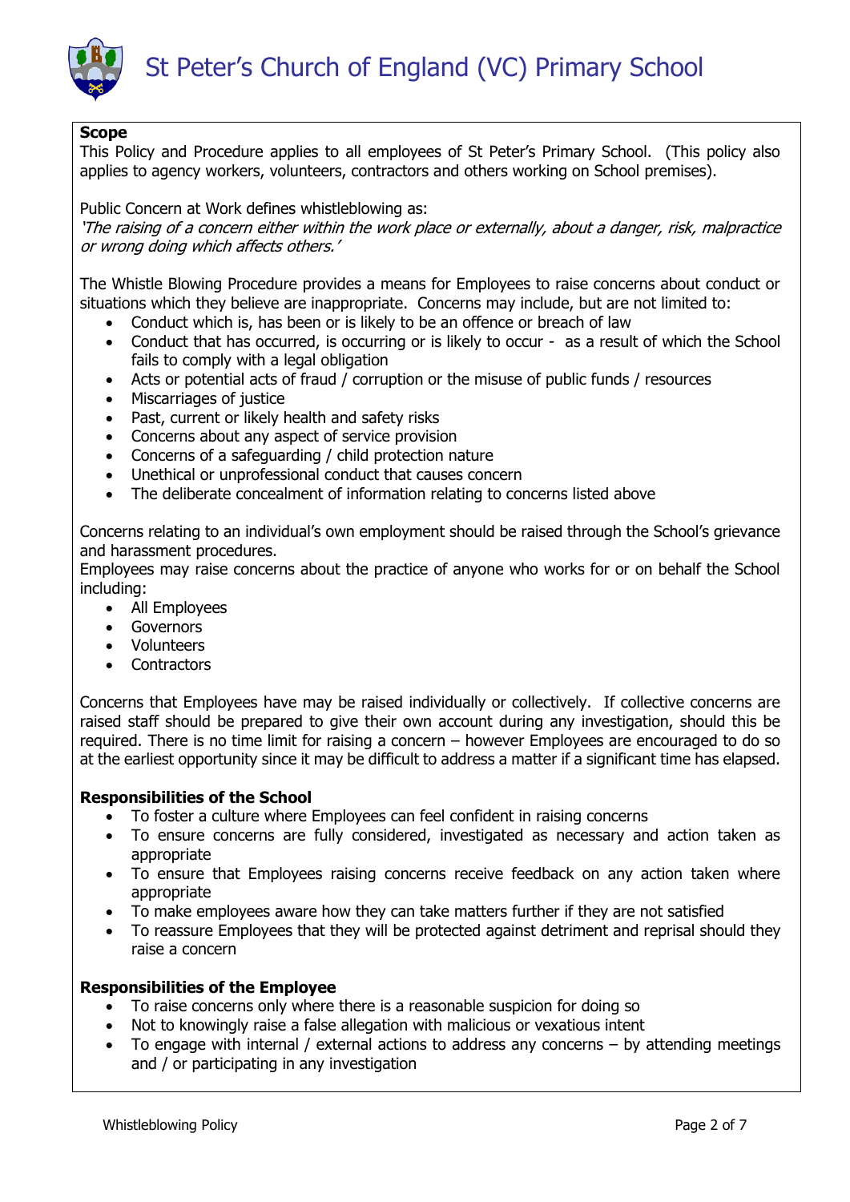**Scope**

This Policy and Procedure applies to all employees of St Peter's Primary School. (This policy also applies to agency workers, volunteers, contractors and others working on School premises).

Public Concern at Work defines whistleblowing as:
*'The raising of a concern either within the work place or externally, about a danger, risk, malpractice or wrong doing which affects others.'*

The Whistle Blowing Procedure provides a means for Employees to raise concerns about conduct or situations which they believe are inappropriate. Concerns may include, but are not limited to:

- Conduct which is, has been or is likely to be an offence or breach of law
- Conduct that has occurred, is occurring or is likely to occur - as a result of which the School fails to comply with a legal obligation
- Acts or potential acts of fraud / corruption or the misuse of public funds / resources
- Miscarriages of justice
- Past, current or likely health and safety risks
- Concerns about any aspect of service provision
- Concerns of a safeguarding / child protection nature
- Unethical or unprofessional conduct that causes concern
- The deliberate concealment of information relating to concerns listed above

Concerns relating to an individual's own employment should be raised through the School's grievance and harassment procedures.
Employees may raise concerns about the practice of anyone who works for or on behalf the School including:

- All Employees
- Governors
- Volunteers
- Contractors

Concerns that Employees have may be raised individually or collectively. If collective concerns are raised staff should be prepared to give their own account during any investigation, should this be required. There is no time limit for raising a concern – however Employees are encouraged to do so at the earliest opportunity since it may be difficult to address a matter if a significant time has elapsed.

**Responsibilities of the School**

- To foster a culture where Employees can feel confident in raising concerns
- To ensure concerns are fully considered, investigated as necessary and action taken as appropriate
- To ensure that Employees raising concerns receive feedback on any action taken where appropriate
- To make employees aware how they can take matters further if they are not satisfied
- To reassure Employees that they will be protected against detriment and reprisal should they raise a concern

**Responsibilities of the Employee**

- To raise concerns only where there is a reasonable suspicion for doing so
- Not to knowingly raise a false allegation with malicious or vexatious intent
- To engage with internal / external actions to address any concerns – by attending meetings and / or participating in any investigation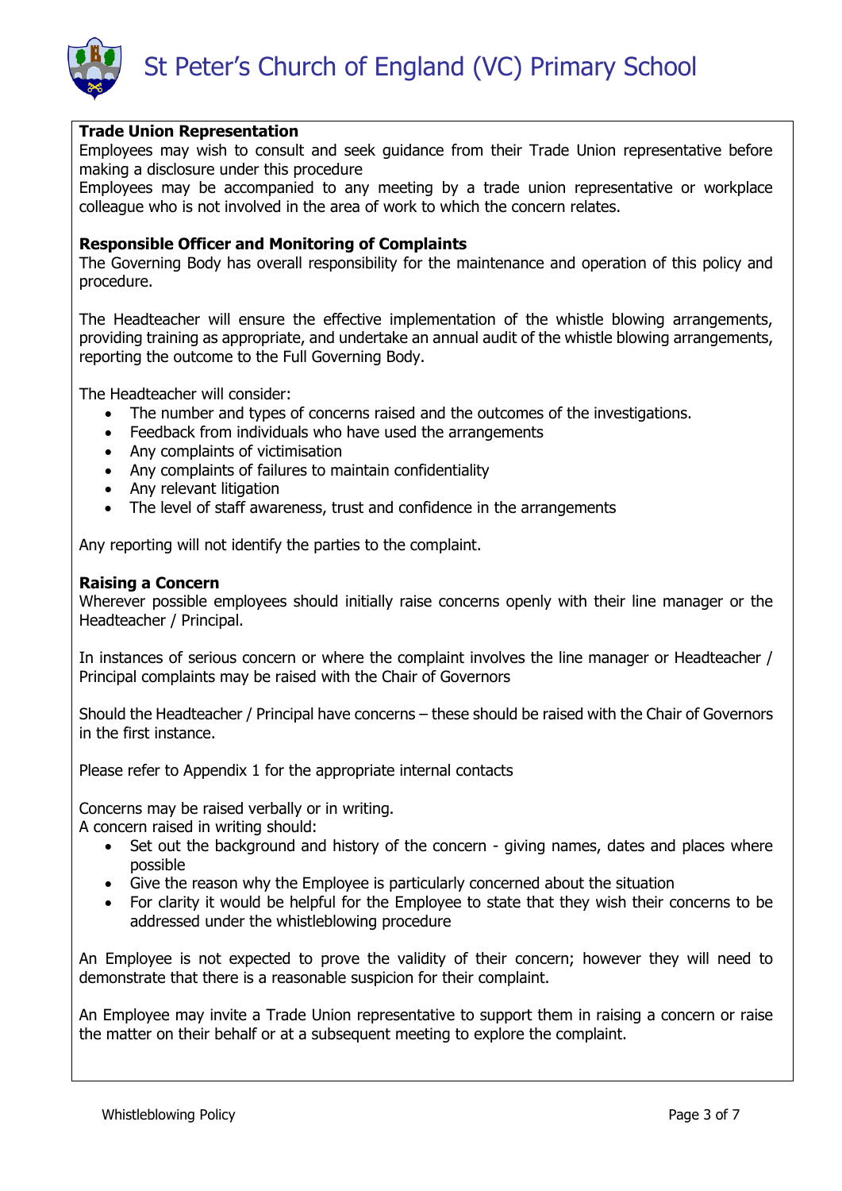**Trade Union Representation**

Employees may wish to consult and seek guidance from their Trade Union representative before making a disclosure under this procedure

Employees may be accompanied to any meeting by a trade union representative or workplace colleague who is not involved in the area of work to which the concern relates.

**Responsible Officer and Monitoring of Complaints**

The Governing Body has overall responsibility for the maintenance and operation of this policy and procedure.

The Headteacher will ensure the effective implementation of the whistle blowing arrangements, providing training as appropriate, and undertake an annual audit of the whistle blowing arrangements, reporting the outcome to the Full Governing Body.

The Headteacher will consider:

- The number and types of concerns raised and the outcomes of the investigations.
- Feedback from individuals who have used the arrangements
- Any complaints of victimisation
- Any complaints of failures to maintain confidentiality
- Any relevant litigation
- The level of staff awareness, trust and confidence in the arrangements

Any reporting will not identify the parties to the complaint.

**Raising a Concern**

Wherever possible employees should initially raise concerns openly with their line manager or the Headteacher / Principal.

In instances of serious concern or where the complaint involves the line manager or Headteacher / Principal complaints may be raised with the Chair of Governors

Should the Headteacher / Principal have concerns – these should be raised with the Chair of Governors in the first instance.

Please refer to Appendix 1 for the appropriate internal contacts

Concerns may be raised verbally or in writing.
A concern raised in writing should:

- Set out the background and history of the concern - giving names, dates and places where possible
- Give the reason why the Employee is particularly concerned about the situation
- For clarity it would be helpful for the Employee to state that they wish their concerns to be addressed under the whistleblowing procedure

An Employee is not expected to prove the validity of their concern; however they will need to demonstrate that there is a reasonable suspicion for their complaint.

An Employee may invite a Trade Union representative to support them in raising a concern or raise the matter on their behalf or at a subsequent meeting to explore the complaint.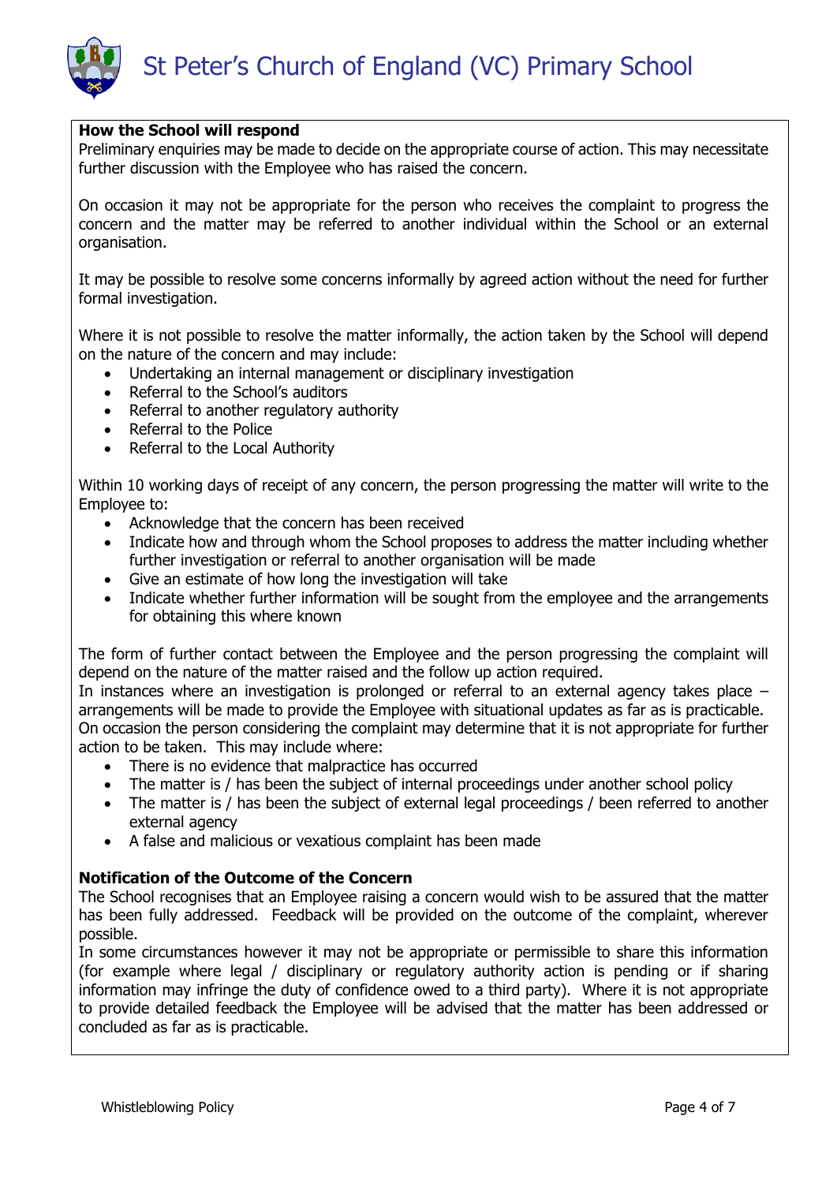**How the School will respond**

Preliminary enquiries may be made to decide on the appropriate course of action. This may necessitate further discussion with the Employee who has raised the concern.

On occasion it may not be appropriate for the person who receives the complaint to progress the concern and the matter may be referred to another individual within the School or an external organisation.

It may be possible to resolve some concerns informally by agreed action without the need for further formal investigation.

Where it is not possible to resolve the matter informally, the action taken by the School will depend on the nature of the concern and may include:

- Undertaking an internal management or disciplinary investigation
- Referral to the School's auditors
- Referral to another regulatory authority
- Referral to the Police
- Referral to the Local Authority

Within 10 working days of receipt of any concern, the person progressing the matter will write to the Employee to:

- Acknowledge that the concern has been received
- Indicate how and through whom the School proposes to address the matter including whether further investigation or referral to another organisation will be made
- Give an estimate of how long the investigation will take
- Indicate whether further information will be sought from the employee and the arrangements for obtaining this where known

The form of further contact between the Employee and the person progressing the complaint will depend on the nature of the matter raised and the follow up action required.
In instances where an investigation is prolonged or referral to an external agency takes place – arrangements will be made to provide the Employee with situational updates as far as is practicable.
On occasion the person considering the complaint may determine that it is not appropriate for further action to be taken. This may include where:

- There is no evidence that malpractice has occurred
- The matter is / has been the subject of internal proceedings under another school policy
- The matter is / has been the subject of external legal proceedings / been referred to another external agency
- A false and malicious or vexatious complaint has been made

**Notification of the Outcome of the Concern**

The School recognises that an Employee raising a concern would wish to be assured that the matter has been fully addressed. Feedback will be provided on the outcome of the complaint, wherever possible.
In some circumstances however it may not be appropriate or permissible to share this information (for example where legal / disciplinary or regulatory authority action is pending or if sharing information may infringe the duty of confidence owed to a third party). Where it is not appropriate to provide detailed feedback the Employee will be advised that the matter has been addressed or concluded as far as is practicable.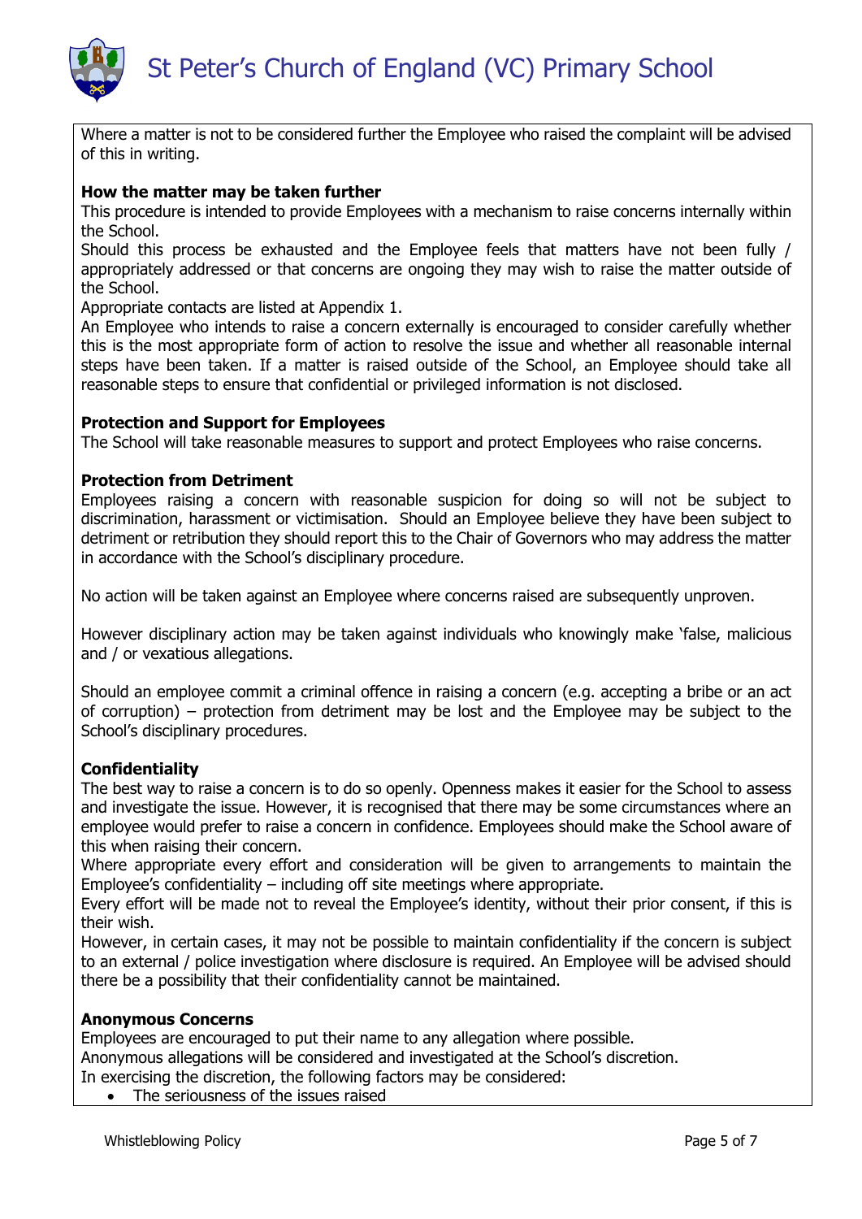Where a matter is not to be considered further the Employee who raised the complaint will be advised of this in writing.

**How the matter may be taken further**

This procedure is intended to provide Employees with a mechanism to raise concerns internally within the School.

Should this process be exhausted and the Employee feels that matters have not been fully / appropriately addressed or that concerns are ongoing they may wish to raise the matter outside of the School.

Appropriate contacts are listed at Appendix 1.

An Employee who intends to raise a concern externally is encouraged to consider carefully whether this is the most appropriate form of action to resolve the issue and whether all reasonable internal steps have been taken. If a matter is raised outside of the School, an Employee should take all reasonable steps to ensure that confidential or privileged information is not disclosed.

**Protection and Support for Employees**

The School will take reasonable measures to support and protect Employees who raise concerns.

**Protection from Detriment**

Employees raising a concern with reasonable suspicion for doing so will not be subject to discrimination, harassment or victimisation. Should an Employee believe they have been subject to detriment or retribution they should report this to the Chair of Governors who may address the matter in accordance with the School's disciplinary procedure.

No action will be taken against an Employee where concerns raised are subsequently unproven.

However disciplinary action may be taken against individuals who knowingly make 'false, malicious and / or vexatious allegations.

Should an employee commit a criminal offence in raising a concern (e.g. accepting a bribe or an act of corruption) – protection from detriment may be lost and the Employee may be subject to the School's disciplinary procedures.

**Confidentiality**

The best way to raise a concern is to do so openly. Openness makes it easier for the School to assess and investigate the issue. However, it is recognised that there may be some circumstances where an employee would prefer to raise a concern in confidence. Employees should make the School aware of this when raising their concern.

Where appropriate every effort and consideration will be given to arrangements to maintain the Employee's confidentiality – including off site meetings where appropriate.

Every effort will be made not to reveal the Employee's identity, without their prior consent, if this is their wish.

However, in certain cases, it may not be possible to maintain confidentiality if the concern is subject to an external / police investigation where disclosure is required. An Employee will be advised should there be a possibility that their confidentiality cannot be maintained.

**Anonymous Concerns**

Employees are encouraged to put their name to any allegation where possible.

Anonymous allegations will be considered and investigated at the School's discretion.

In exercising the discretion, the following factors may be considered:

- The seriousness of the issues raised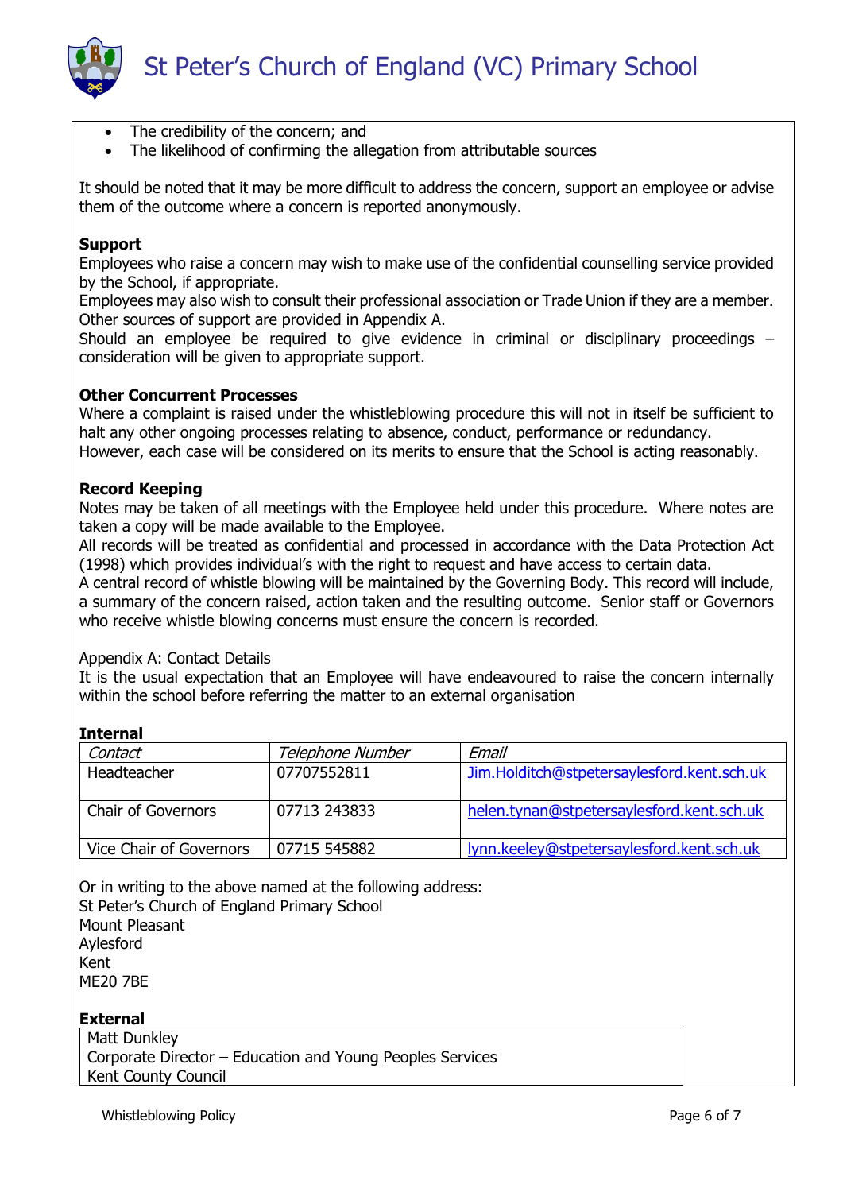- The credibility of the concern; and
- The likelihood of confirming the allegation from attributable sources

It should be noted that it may be more difficult to address the concern, support an employee or advise them of the outcome where a concern is reported anonymously.

**Support**

Employees who raise a concern may wish to make use of the confidential counselling service provided by the School, if appropriate.

Employees may also wish to consult their professional association or Trade Union if they are a member. Other sources of support are provided in Appendix A.

Should an employee be required to give evidence in criminal or disciplinary proceedings – consideration will be given to appropriate support.

**Other Concurrent Processes**

Where a complaint is raised under the whistleblowing procedure this will not in itself be sufficient to halt any other ongoing processes relating to absence, conduct, performance or redundancy.

However, each case will be considered on its merits to ensure that the School is acting reasonably.

**Record Keeping**

Notes may be taken of all meetings with the Employee held under this procedure. Where notes are taken a copy will be made available to the Employee.

All records will be treated as confidential and processed in accordance with the Data Protection Act (1998) which provides individual's with the right to request and have access to certain data.

A central record of whistle blowing will be maintained by the Governing Body. This record will include, a summary of the concern raised, action taken and the resulting outcome. Senior staff or Governors who receive whistle blowing concerns must ensure the concern is recorded.

Appendix A: Contact Details

It is the usual expectation that an Employee will have endeavoured to raise the concern internally within the school before referring the matter to an external organisation

**Internal**

| *Contact* | *Telephone Number* | *Email* |
|---|---|---|
| Headteacher | 07707552811 | Jim.Holditch@stpetersaylesford.kent.sch.uk |
| Chair of Governors | 07713 243833 | helen.tynan@stpetersaylesford.kent.sch.uk |
| Vice Chair of Governors | 07715 545882 | lynn.keeley@stpetersaylesford.kent.sch.uk |

Or in writing to the above named at the following address:
St Peter's Church of England Primary School
Mount Pleasant
Aylesford
Kent
ME20 7BE

**External**

Matt Dunkley
Corporate Director – Education and Young Peoples Services
Kent County Council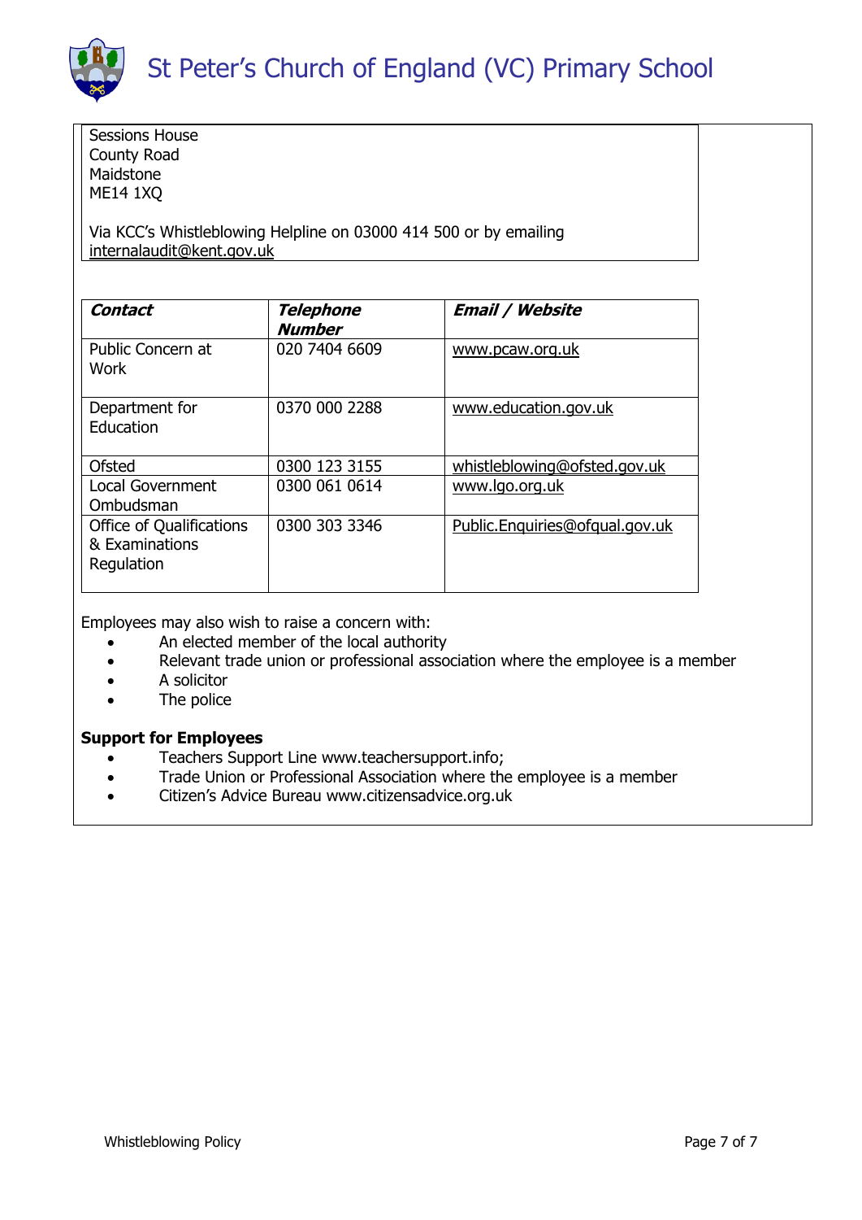Sessions House
County Road
Maidstone
ME14 1XQ

Via KCC's Whistleblowing Helpline on 03000 414 500 or by emailing internalaudit@kent.gov.uk

| ***Contact*** | ***Telephone Number*** | ***Email / Website*** |
|---|---|---|
| Public Concern at Work | 020 7404 6609 | www.pcaw.org.uk |
| Department for Education | 0370 000 2288 | www.education.gov.uk |
| Ofsted | 0300 123 3155 | whistleblowing@ofsted.gov.uk |
| Local Government Ombudsman | 0300 061 0614 | www.lgo.org.uk |
| Office of Qualifications & Examinations Regulation | 0300 303 3346 | Public.Enquiries@ofqual.gov.uk |

Employees may also wish to raise a concern with:

- An elected member of the local authority
- Relevant trade union or professional association where the employee is a member
- A solicitor
- The police

**Support for Employees**

- Teachers Support Line www.teachersupport.info;
- Trade Union or Professional Association where the employee is a member
- Citizen's Advice Bureau www.citizensadvice.org.uk